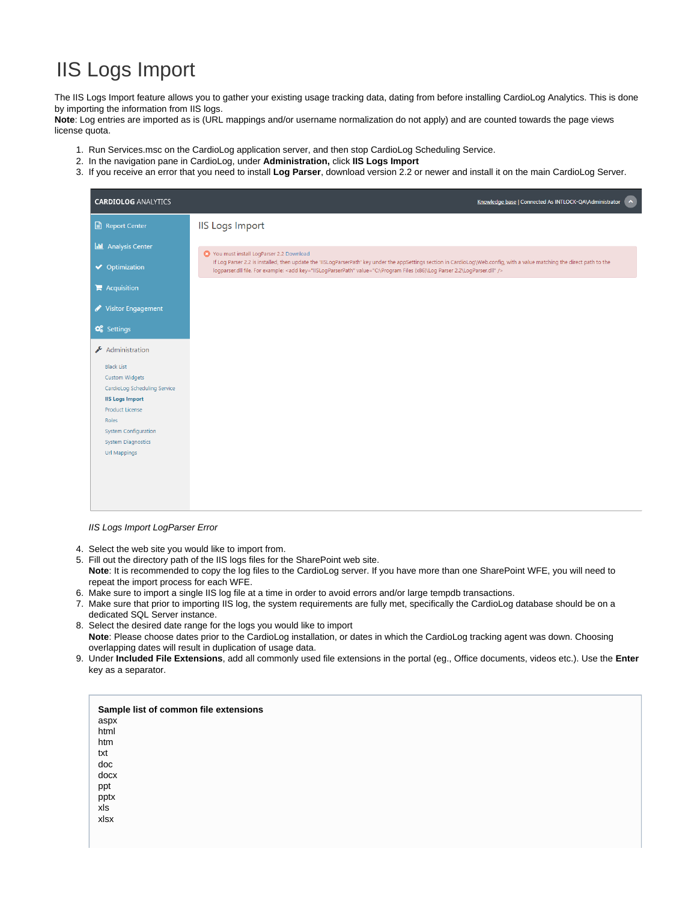# IIS Logs Import

The IIS Logs Import feature allows you to gather your existing usage tracking data, dating from before installing CardioLog Analytics. This is done by importing the information from IIS logs.
**Note**: Log entries are imported as is (URL mappings and/or username normalization do not apply) and are counted towards the page views license quota.

1. Run Services.msc on the CardioLog application server, and then stop CardioLog Scheduling Service.
2. In the navigation pane in CardioLog, under **Administration,** click **IIS Logs Import**
3. If you receive an error that you need to install **Log Parser**, download version 2.2 or newer and install it on the main CardioLog Server.

*IIS Logs Import LogParser Error*

4. Select the web site you would like to import from.
5. Fill out the directory path of the IIS logs files for the SharePoint web site.
   **Note**: It is recommended to copy the log files to the CardioLog server. If you have more than one SharePoint WFE, you will need to repeat the import process for each WFE.
6. Make sure to import a single IIS log file at a time in order to avoid errors and/or large tempdb transactions.
7. Make sure that prior to importing IIS log, the system requirements are fully met, specifically the CardioLog database should be on a dedicated SQL Server instance.
8. Select the desired date range for the logs you would like to import
   **Note**: Please choose dates prior to the CardioLog installation, or dates in which the CardioLog tracking agent was down. Choosing overlapping dates will result in duplication of usage data.
9. Under **Included File Extensions**, add all commonly used file extensions in the portal (eg., Office documents, videos etc.). Use the **Enter** key as a separator.

**Sample list of common file extensions**
aspx
html
htm
txt
doc
docx
ppt
pptx
xls
xlsx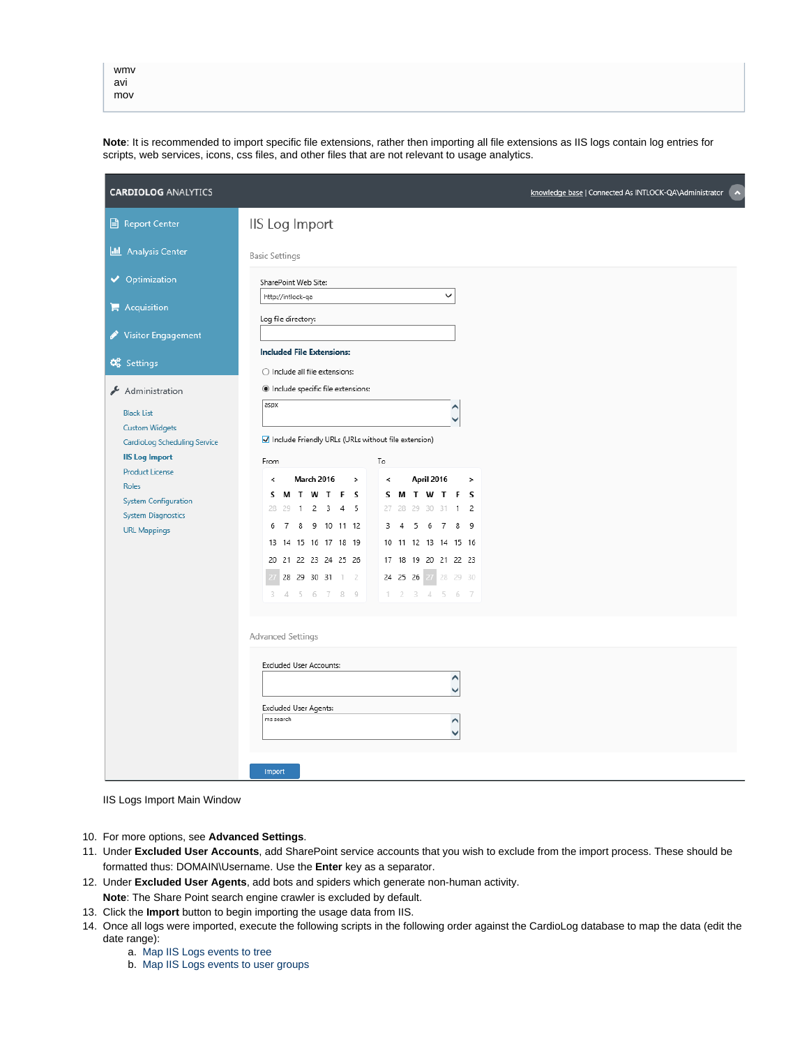```
wmv
avi
mov
```

**Note**: It is recommended to import specific file extensions, rather then importing all file extensions as IIS logs contain log entries for scripts, web services, icons, css files, and other files that are not relevant to usage analytics.

IIS Logs Import Main Window

10. For more options, see **Advanced Settings**.
11. Under **Excluded User Accounts**, add SharePoint service accounts that you wish to exclude from the import process. These should be formatted thus: DOMAIN\Username. Use the **Enter** key as a separator.
12. Under **Excluded User Agents**, add bots and spiders which generate non-human activity.
    **Note**: The Share Point search engine crawler is excluded by default.
13. Click the **Import** button to begin importing the usage data from IIS.
14. Once all logs were imported, execute the following scripts in the following order against the CardioLog database to map the data (edit the date range):
    a. Map IIS Logs events to tree
    b. Map IIS Logs events to user groups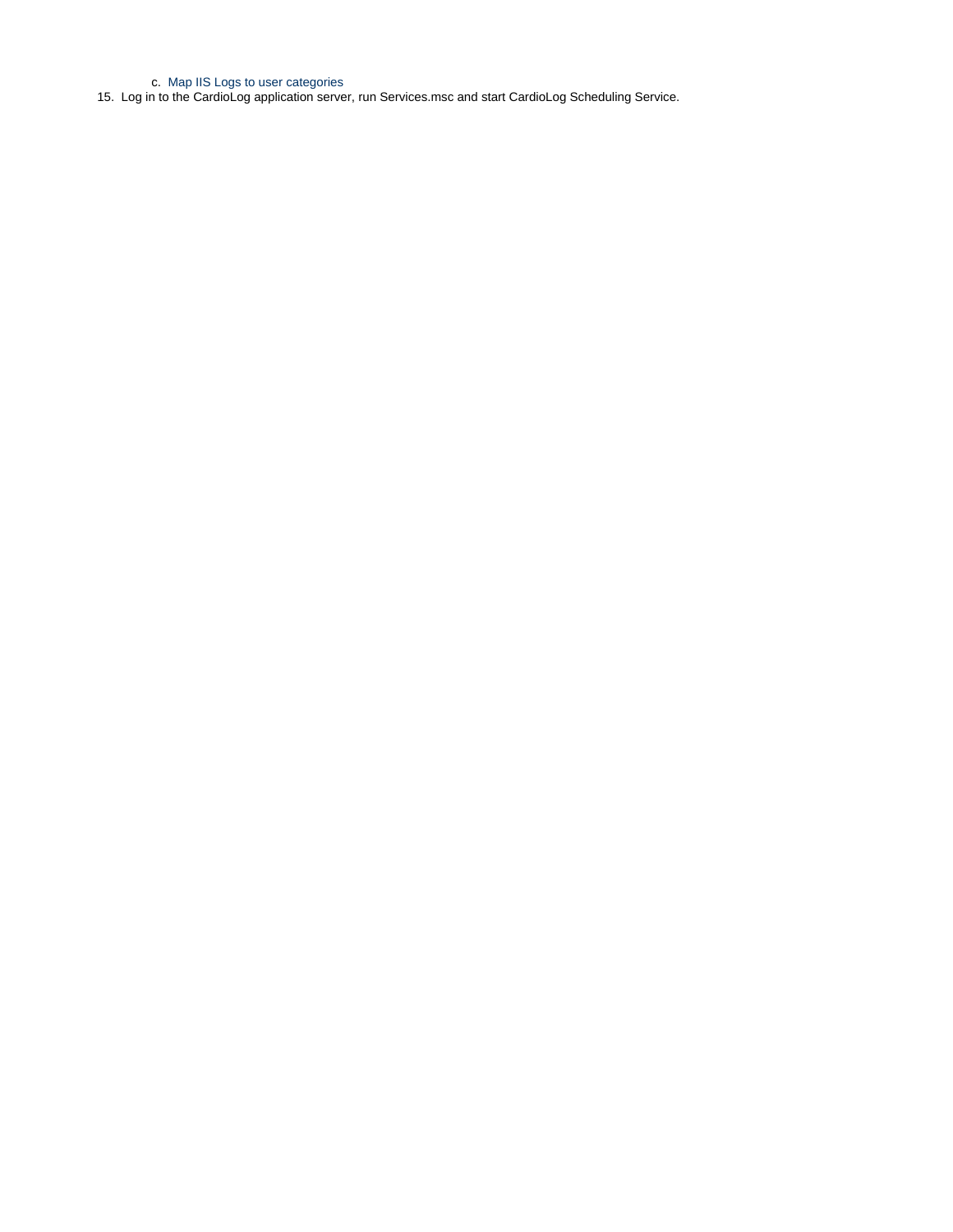c. Map IIS Logs to user categories

15. Log in to the CardioLog application server, run Services.msc and start CardioLog Scheduling Service.